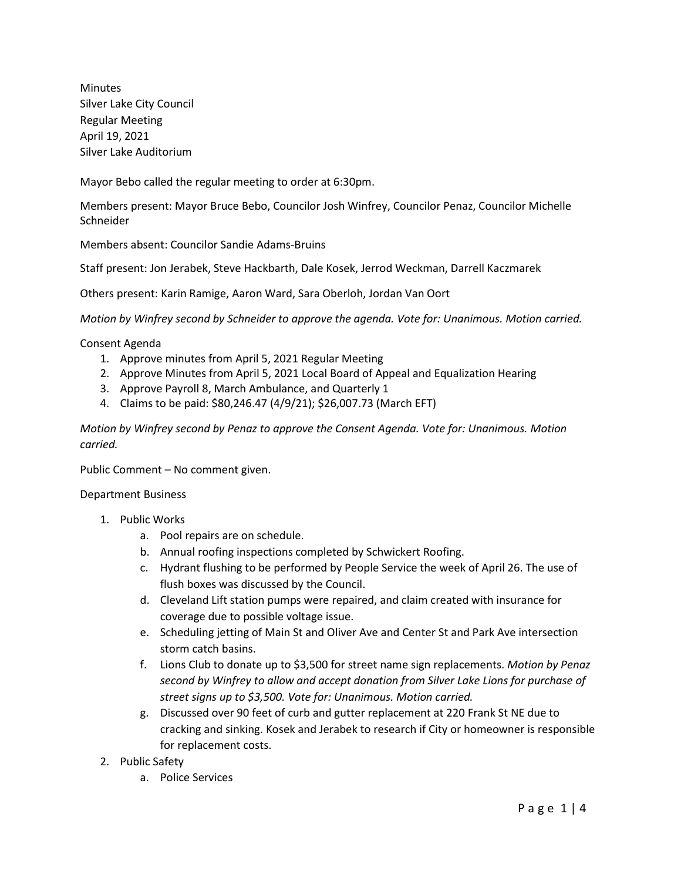Minutes
Silver Lake City Council
Regular Meeting
April 19, 2021
Silver Lake Auditorium

Mayor Bebo called the regular meeting to order at 6:30pm.

Members present: Mayor Bruce Bebo, Councilor Josh Winfrey, Councilor Penaz, Councilor Michelle Schneider

Members absent: Councilor Sandie Adams-Bruins

Staff present: Jon Jerabek, Steve Hackbarth, Dale Kosek, Jerrod Weckman, Darrell Kaczmarek

Others present: Karin Ramige, Aaron Ward, Sara Oberloh, Jordan Van Oort

*Motion by Winfrey second by Schneider to approve the agenda. Vote for: Unanimous. Motion carried.*

Consent Agenda

1. Approve minutes from April 5, 2021 Regular Meeting
2. Approve Minutes from April 5, 2021 Local Board of Appeal and Equalization Hearing
3. Approve Payroll 8, March Ambulance, and Quarterly 1
4. Claims to be paid: $80,246.47 (4/9/21); $26,007.73 (March EFT)

*Motion by Winfrey second by Penaz to approve the Consent Agenda. Vote for: Unanimous. Motion carried.*

Public Comment – No comment given.

Department Business

1. Public Works
   a. Pool repairs are on schedule.
   b. Annual roofing inspections completed by Schwickert Roofing.
   c. Hydrant flushing to be performed by People Service the week of April 26. The use of flush boxes was discussed by the Council.
   d. Cleveland Lift station pumps were repaired, and claim created with insurance for coverage due to possible voltage issue.
   e. Scheduling jetting of Main St and Oliver Ave and Center St and Park Ave intersection storm catch basins.
   f. Lions Club to donate up to $3,500 for street name sign replacements. *Motion by Penaz second by Winfrey to allow and accept donation from Silver Lake Lions for purchase of street signs up to $3,500. Vote for: Unanimous. Motion carried.*
   g. Discussed over 90 feet of curb and gutter replacement at 220 Frank St NE due to cracking and sinking. Kosek and Jerabek to research if City or homeowner is responsible for replacement costs.
2. Public Safety
   a. Police Services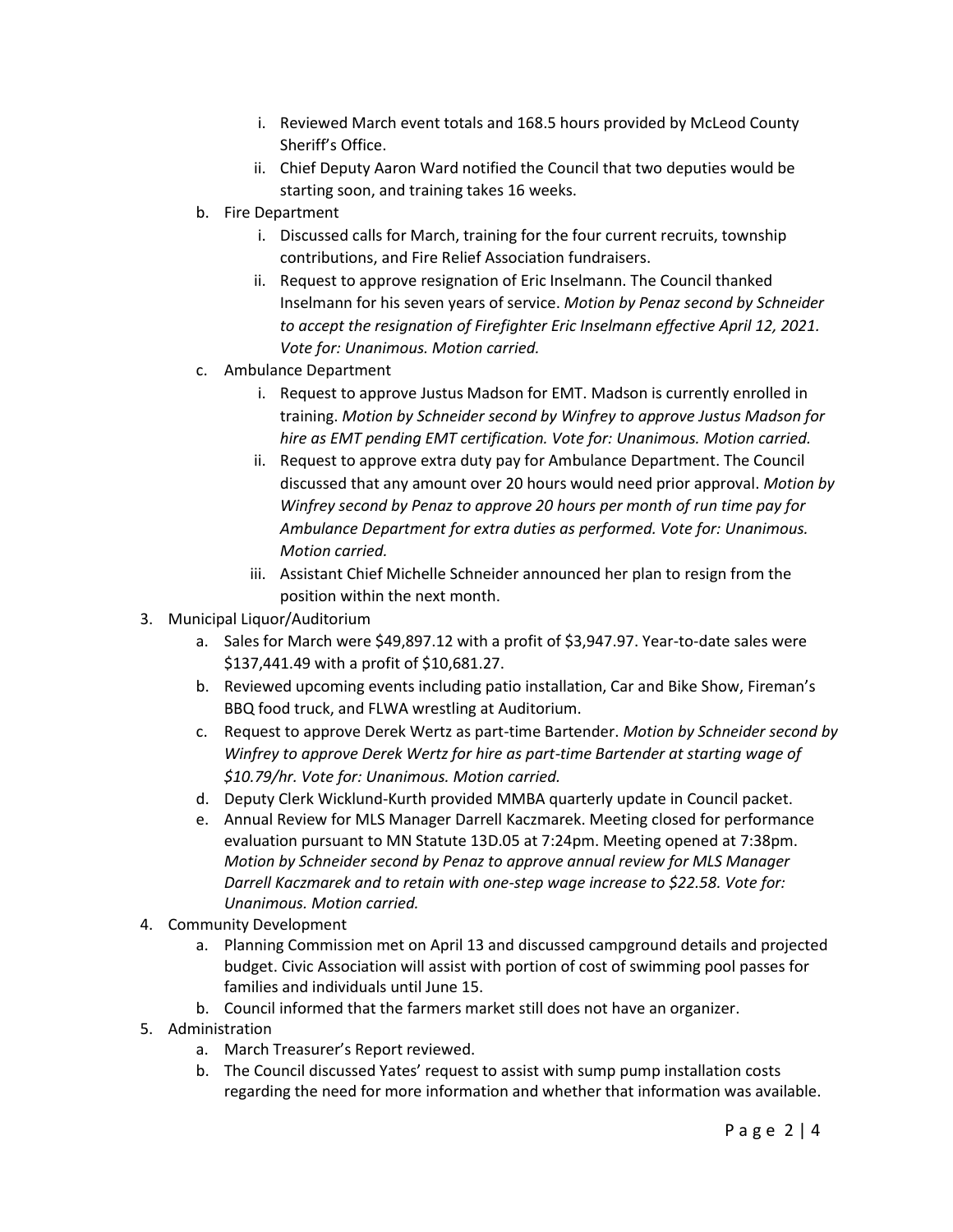i. Reviewed March event totals and 168.5 hours provided by McLeod County Sheriff's Office.
   ii. Chief Deputy Aaron Ward notified the Council that two deputies would be starting soon, and training takes 16 weeks.

b. Fire Department
   i. Discussed calls for March, training for the four current recruits, township contributions, and Fire Relief Association fundraisers.
   ii. Request to approve resignation of Eric Inselmann. The Council thanked Inselmann for his seven years of service. *Motion by Penaz second by Schneider to accept the resignation of Firefighter Eric Inselmann effective April 12, 2021. Vote for: Unanimous. Motion carried.*

c. Ambulance Department
   i. Request to approve Justus Madson for EMT. Madson is currently enrolled in training. *Motion by Schneider second by Winfrey to approve Justus Madson for hire as EMT pending EMT certification. Vote for: Unanimous. Motion carried.*
   ii. Request to approve extra duty pay for Ambulance Department. The Council discussed that any amount over 20 hours would need prior approval. *Motion by Winfrey second by Penaz to approve 20 hours per month of run time pay for Ambulance Department for extra duties as performed. Vote for: Unanimous. Motion carried.*
   iii. Assistant Chief Michelle Schneider announced her plan to resign from the position within the next month.

3. Municipal Liquor/Auditorium
   a. Sales for March were $49,897.12 with a profit of $3,947.97. Year-to-date sales were $137,441.49 with a profit of $10,681.27.
   b. Reviewed upcoming events including patio installation, Car and Bike Show, Fireman's BBQ food truck, and FLWA wrestling at Auditorium.
   c. Request to approve Derek Wertz as part-time Bartender. *Motion by Schneider second by Winfrey to approve Derek Wertz for hire as part-time Bartender at starting wage of $10.79/hr. Vote for: Unanimous. Motion carried.*
   d. Deputy Clerk Wicklund-Kurth provided MMBA quarterly update in Council packet.
   e. Annual Review for MLS Manager Darrell Kaczmarek. Meeting closed for performance evaluation pursuant to MN Statute 13D.05 at 7:24pm. Meeting opened at 7:38pm. *Motion by Schneider second by Penaz to approve annual review for MLS Manager Darrell Kaczmarek and to retain with one-step wage increase to $22.58. Vote for: Unanimous. Motion carried.*

4. Community Development
   a. Planning Commission met on April 13 and discussed campground details and projected budget. Civic Association will assist with portion of cost of swimming pool passes for families and individuals until June 15.
   b. Council informed that the farmers market still does not have an organizer.

5. Administration
   a. March Treasurer's Report reviewed.
   b. The Council discussed Yates' request to assist with sump pump installation costs regarding the need for more information and whether that information was available.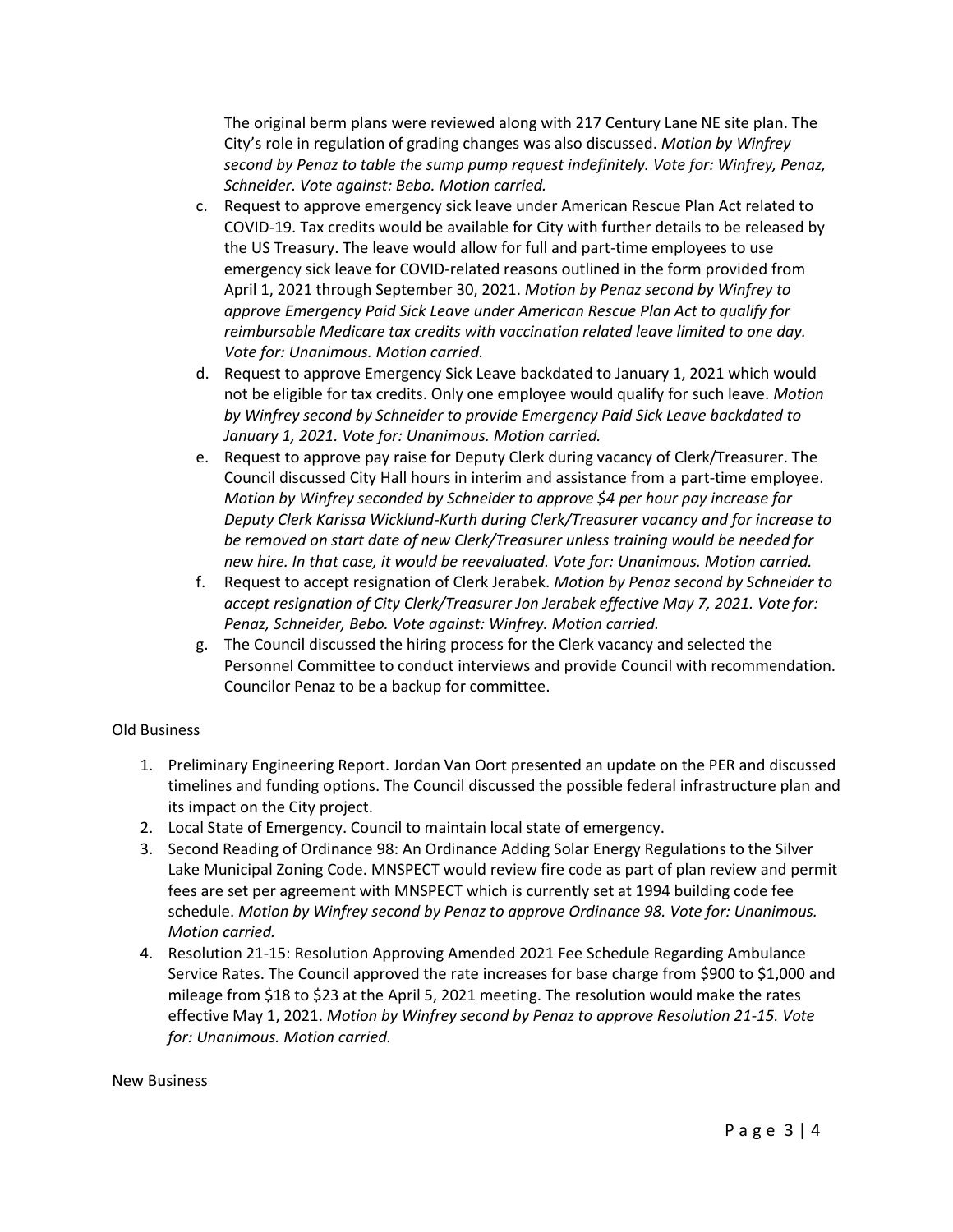The original berm plans were reviewed along with 217 Century Lane NE site plan. The City's role in regulation of grading changes was also discussed. *Motion by Winfrey second by Penaz to table the sump pump request indefinitely. Vote for: Winfrey, Penaz, Schneider. Vote against: Bebo. Motion carried.*

c. Request to approve emergency sick leave under American Rescue Plan Act related to COVID-19. Tax credits would be available for City with further details to be released by the US Treasury. The leave would allow for full and part-time employees to use emergency sick leave for COVID-related reasons outlined in the form provided from April 1, 2021 through September 30, 2021. *Motion by Penaz second by Winfrey to approve Emergency Paid Sick Leave under American Rescue Plan Act to qualify for reimbursable Medicare tax credits with vaccination related leave limited to one day. Vote for: Unanimous. Motion carried.*
d. Request to approve Emergency Sick Leave backdated to January 1, 2021 which would not be eligible for tax credits. Only one employee would qualify for such leave. *Motion by Winfrey second by Schneider to provide Emergency Paid Sick Leave backdated to January 1, 2021. Vote for: Unanimous. Motion carried.*
e. Request to approve pay raise for Deputy Clerk during vacancy of Clerk/Treasurer. The Council discussed City Hall hours in interim and assistance from a part-time employee. *Motion by Winfrey seconded by Schneider to approve $4 per hour pay increase for Deputy Clerk Karissa Wicklund-Kurth during Clerk/Treasurer vacancy and for increase to be removed on start date of new Clerk/Treasurer unless training would be needed for new hire. In that case, it would be reevaluated. Vote for: Unanimous. Motion carried.*
f. Request to accept resignation of Clerk Jerabek. *Motion by Penaz second by Schneider to accept resignation of City Clerk/Treasurer Jon Jerabek effective May 7, 2021. Vote for: Penaz, Schneider, Bebo. Vote against: Winfrey. Motion carried.*
g. The Council discussed the hiring process for the Clerk vacancy and selected the Personnel Committee to conduct interviews and provide Council with recommendation. Councilor Penaz to be a backup for committee.

Old Business

1. Preliminary Engineering Report. Jordan Van Oort presented an update on the PER and discussed timelines and funding options. The Council discussed the possible federal infrastructure plan and its impact on the City project.
2. Local State of Emergency. Council to maintain local state of emergency.
3. Second Reading of Ordinance 98: An Ordinance Adding Solar Energy Regulations to the Silver Lake Municipal Zoning Code. MNSPECT would review fire code as part of plan review and permit fees are set per agreement with MNSPECT which is currently set at 1994 building code fee schedule. *Motion by Winfrey second by Penaz to approve Ordinance 98. Vote for: Unanimous. Motion carried.*
4. Resolution 21-15: Resolution Approving Amended 2021 Fee Schedule Regarding Ambulance Service Rates. The Council approved the rate increases for base charge from $900 to $1,000 and mileage from $18 to $23 at the April 5, 2021 meeting. The resolution would make the rates effective May 1, 2021. *Motion by Winfrey second by Penaz to approve Resolution 21-15. Vote for: Unanimous. Motion carried.*

New Business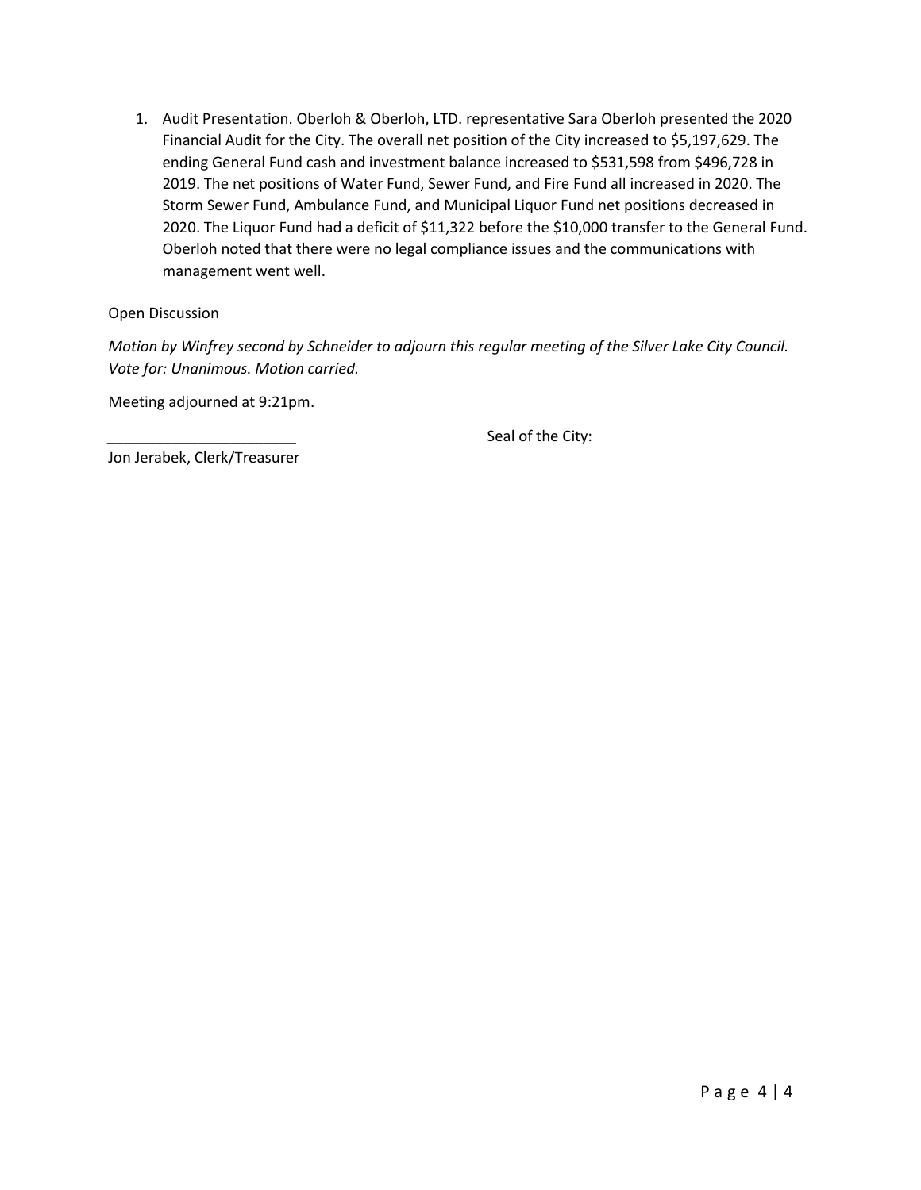1. Audit Presentation. Oberloh & Oberloh, LTD. representative Sara Oberloh presented the 2020 Financial Audit for the City. The overall net position of the City increased to $5,197,629. The ending General Fund cash and investment balance increased to $531,598 from $496,728 in 2019. The net positions of Water Fund, Sewer Fund, and Fire Fund all increased in 2020. The Storm Sewer Fund, Ambulance Fund, and Municipal Liquor Fund net positions decreased in 2020. The Liquor Fund had a deficit of $11,322 before the $10,000 transfer to the General Fund. Oberloh noted that there were no legal compliance issues and the communications with management went well.

Open Discussion

*Motion by Winfrey second by Schneider to adjourn this regular meeting of the Silver Lake City Council. Vote for: Unanimous. Motion carried.*

Meeting adjourned at 9:21pm.

______________________ Seal of the City:

Jon Jerabek, Clerk/Treasurer